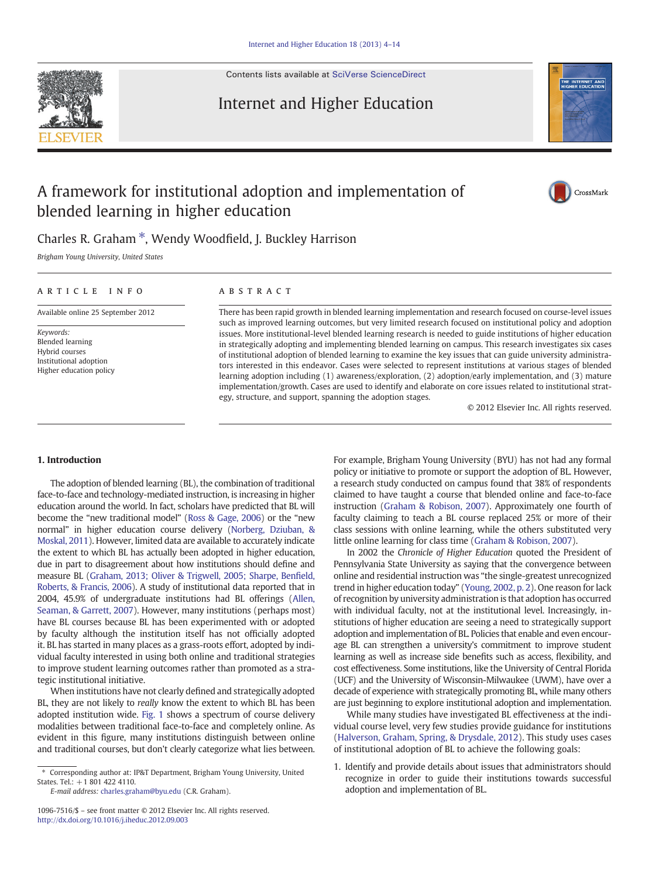# A framework for institutional adoption and implementation of blended learning in higher education

Charles R. Graham *, Wendy Woodfield, J. Buckley Harrison

*Brigham Young University, United States*

**ARTICLE INFO**

Available online 25 September 2012

*Keywords:*
Blended learning
Hybrid courses
Institutional adoption
Higher education policy

**ABSTRACT**

There has been rapid growth in blended learning implementation and research focused on course-level issues such as improved learning outcomes, but very limited research focused on institutional policy and adoption issues. More institutional-level blended learning research is needed to guide institutions of higher education in strategically adopting and implementing blended learning on campus. This research investigates six cases of institutional adoption of blended learning to examine the key issues that can guide university administrators interested in this endeavor. Cases were selected to represent institutions at various stages of blended learning adoption including (1) awareness/exploration, (2) adoption/early implementation, and (3) mature implementation/growth. Cases are used to identify and elaborate on core issues related to institutional strategy, structure, and support, spanning the adoption stages.

© 2012 Elsevier Inc. All rights reserved.

## 1. Introduction

The adoption of blended learning (BL), the combination of traditional face-to-face and technology-mediated instruction, is increasing in higher education around the world. In fact, scholars have predicted that BL will become the "new traditional model" (Ross & Gage, 2006) or the "new normal" in higher education course delivery (Norberg, Dziuban, & Moskal, 2011). However, limited data are available to accurately indicate the extent to which BL has actually been adopted in higher education, due in part to disagreement about how institutions should define and measure BL (Graham, 2013; Oliver & Trigwell, 2005; Sharpe, Benfield, Roberts, & Francis, 2006). A study of institutional data reported that in 2004, 45.9% of undergraduate institutions had BL offerings (Allen, Seaman, & Garrett, 2007). However, many institutions (perhaps most) have BL courses because BL has been experimented with or adopted by faculty although the institution itself has not officially adopted it. BL has started in many places as a grass-roots effort, adopted by individual faculty interested in using both online and traditional strategies to improve student learning outcomes rather than promoted as a strategic institutional initiative.

When institutions have not clearly defined and strategically adopted BL, they are not likely to *really* know the extent to which BL has been adopted institution wide. Fig. 1 shows a spectrum of course delivery modalities between traditional face-to-face and completely online. As evident in this figure, many institutions distinguish between online and traditional courses, but don't clearly categorize what lies between. For example, Brigham Young University (BYU) has not had any formal policy or initiative to promote or support the adoption of BL. However, a research study conducted on campus found that 38% of respondents claimed to have taught a course that blended online and face-to-face instruction (Graham & Robison, 2007). Approximately one fourth of faculty claiming to teach a BL course replaced 25% or more of their class sessions with online learning, while the others substituted very little online learning for class time (Graham & Robison, 2007).

In 2002 the *Chronicle of Higher Education* quoted the President of Pennsylvania State University as saying that the convergence between online and residential instruction was "the single-greatest unrecognized trend in higher education today" (Young, 2002, p. 2). One reason for lack of recognition by university administration is that adoption has occurred with individual faculty, not at the institutional level. Increasingly, institutions of higher education are seeing a need to strategically support adoption and implementation of BL. Policies that enable and even encourage BL can strengthen a university's commitment to improve student learning as well as increase side benefits such as access, flexibility, and cost effectiveness. Some institutions, like the University of Central Florida (UCF) and the University of Wisconsin-Milwaukee (UWM), have over a decade of experience with strategically promoting BL, while many others are just beginning to explore institutional adoption and implementation.

While many studies have investigated BL effectiveness at the individual course level, very few studies provide guidance for institutions (Halverson, Graham, Spring, & Drysdale, 2012). This study uses cases of institutional adoption of BL to achieve the following goals:

1. Identify and provide details about issues that administrators should recognize in order to guide their institutions towards successful adoption and implementation of BL.

---

* Corresponding author at: IP&T Department, Brigham Young University, United States. Tel.: +1 801 422 4110.
*E-mail address:* charles.graham@byu.edu (C.R. Graham).

1096-7516/$ – see front matter © 2012 Elsevier Inc. All rights reserved.
http://dx.doi.org/10.1016/j.iheduc.2012.09.003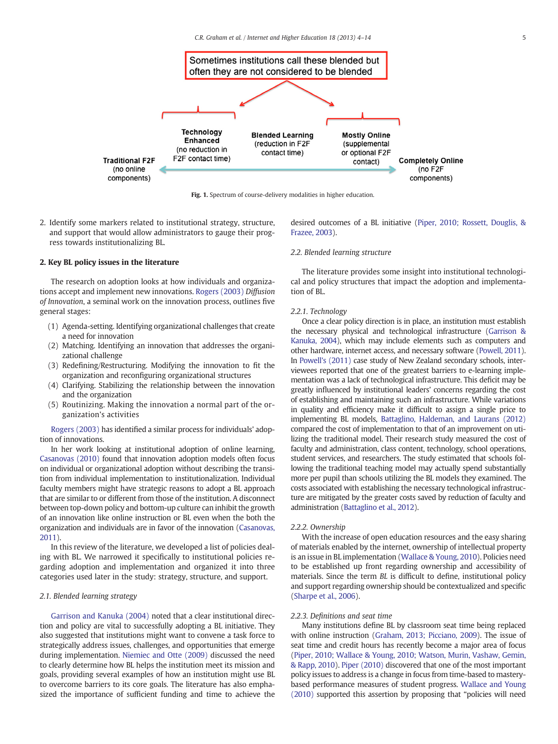Sometimes institutions call these blended but often they are not considered to be blended

Traditional F2F (no online components) — Technology Enhanced (no reduction in F2F contact time) — Blended Learning (reduction in F2F contact time) — Mostly Online (supplemental or optional F2F contact) — Completely Online (no F2F components)

**Fig. 1.** Spectrum of course-delivery modalities in higher education.

2. Identify some markers related to institutional strategy, structure, and support that would allow administrators to gauge their progress towards institutionalizing BL.

## 2. Key BL policy issues in the literature

The research on adoption looks at how individuals and organizations accept and implement new innovations. Rogers (2003) *Diffusion of Innovation*, a seminal work on the innovation process, outlines five general stages:

(1) Agenda-setting. Identifying organizational challenges that create a need for innovation
(2) Matching. Identifying an innovation that addresses the organizational challenge
(3) Redefining/Restructuring. Modifying the innovation to fit the organization and reconfiguring organizational structures
(4) Clarifying. Stabilizing the relationship between the innovation and the organization
(5) Routinizing. Making the innovation a normal part of the organization's activities

Rogers (2003) has identified a similar process for individuals' adoption of innovations.

In her work looking at institutional adoption of online learning, Casanovas (2010) found that innovation adoption models often focus on individual or organizational adoption without describing the transition from individual implementation to institutionalization. Individual faculty members might have strategic reasons to adopt a BL approach that are similar to or different from those of the institution. A disconnect between top-down policy and bottom-up culture can inhibit the growth of an innovation like online instruction or BL even when the both the organization and individuals are in favor of the innovation (Casanovas, 2011).

In this review of the literature, we developed a list of policies dealing with BL. We narrowed it specifically to institutional policies regarding adoption and implementation and organized it into three categories used later in the study: strategy, structure, and support.

### 2.1. Blended learning strategy

Garrison and Kanuka (2004) noted that a clear institutional direction and policy are vital to successfully adopting a BL initiative. They also suggested that institutions might want to convene a task force to strategically address issues, challenges, and opportunities that emerge during implementation. Niemiec and Otte (2009) discussed the need to clearly determine how BL helps the institution meet its mission and goals, providing several examples of how an institution might use BL to overcome barriers to its core goals. The literature has also emphasized the importance of sufficient funding and time to achieve the desired outcomes of a BL initiative (Piper, 2010; Rossett, Douglis, & Frazee, 2003).

### 2.2. Blended learning structure

The literature provides some insight into institutional technological and policy structures that impact the adoption and implementation of BL.

#### 2.2.1. Technology

Once a clear policy direction is in place, an institution must establish the necessary physical and technological infrastructure (Garrison & Kanuka, 2004), which may include elements such as computers and other hardware, internet access, and necessary software (Powell, 2011). In Powell's (2011) case study of New Zealand secondary schools, interviewees reported that one of the greatest barriers to e-learning implementation was a lack of technological infrastructure. This deficit may be greatly influenced by institutional leaders' concerns regarding the cost of establishing and maintaining such an infrastructure. While variations in quality and efficiency make it difficult to assign a single price to implementing BL models, Battaglino, Haldeman, and Laurans (2012) compared the cost of implementation to that of an improvement on utilizing the traditional model. Their research study measured the cost of faculty and administration, class content, technology, school operations, student services, and researchers. The study estimated that schools following the traditional teaching model may actually spend substantially more per pupil than schools utilizing the BL models they examined. The costs associated with establishing the necessary technological infrastructure are mitigated by the greater costs saved by reduction of faculty and administration (Battaglino et al., 2012).

#### 2.2.2. Ownership

With the increase of open education resources and the easy sharing of materials enabled by the internet, ownership of intellectual property is an issue in BL implementation (Wallace & Young, 2010). Policies need to be established up front regarding ownership and accessibility of materials. Since the term *BL* is difficult to define, institutional policy and support regarding ownership should be contextualized and specific (Sharpe et al., 2006).

#### 2.2.3. Definitions and seat time

Many institutions define BL by classroom seat time being replaced with online instruction (Graham, 2013; Picciano, 2009). The issue of seat time and credit hours has recently become a major area of focus (Piper, 2010; Wallace & Young, 2010; Watson, Murin, Vashaw, Gemin, & Rapp, 2010). Piper (2010) discovered that one of the most important policy issues to address is a change in focus from time-based to mastery-based performance measures of student progress. Wallace and Young (2010) supported this assertion by proposing that "policies will need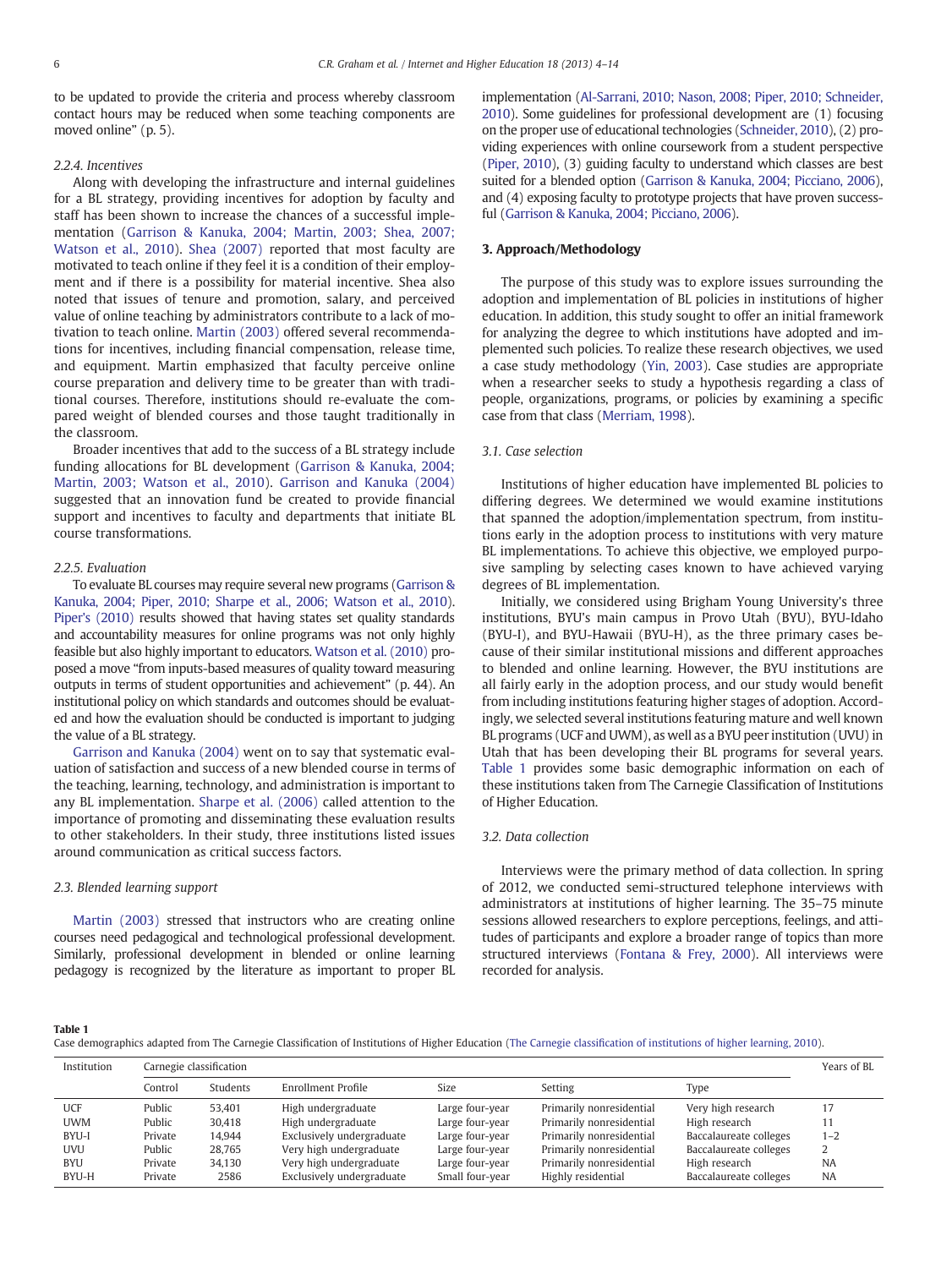to be updated to provide the criteria and process whereby classroom contact hours may be reduced when some teaching components are moved online" (p. 5).

#### 2.2.4. Incentives

Along with developing the infrastructure and internal guidelines for a BL strategy, providing incentives for adoption by faculty and staff has been shown to increase the chances of a successful implementation (Garrison & Kanuka, 2004; Martin, 2003; Shea, 2007; Watson et al., 2010). Shea (2007) reported that most faculty are motivated to teach online if they feel it is a condition of their employment and if there is a possibility for material incentive. Shea also noted that issues of tenure and promotion, salary, and perceived value of online teaching by administrators contribute to a lack of motivation to teach online. Martin (2003) offered several recommendations for incentives, including financial compensation, release time, and equipment. Martin emphasized that faculty perceive online course preparation and delivery time to be greater than with traditional courses. Therefore, institutions should re-evaluate the compared weight of blended courses and those taught traditionally in the classroom.

Broader incentives that add to the success of a BL strategy include funding allocations for BL development (Garrison & Kanuka, 2004; Martin, 2003; Watson et al., 2010). Garrison and Kanuka (2004) suggested that an innovation fund be created to provide financial support and incentives to faculty and departments that initiate BL course transformations.

#### 2.2.5. Evaluation

To evaluate BL courses may require several new programs (Garrison & Kanuka, 2004; Piper, 2010; Sharpe et al., 2006; Watson et al., 2010). Piper's (2010) results showed that having states set quality standards and accountability measures for online programs was not only highly feasible but also highly important to educators. Watson et al. (2010) proposed a move "from inputs-based measures of quality toward measuring outputs in terms of student opportunities and achievement" (p. 44). An institutional policy on which standards and outcomes should be evaluated and how the evaluation should be conducted is important to judging the value of a BL strategy.

Garrison and Kanuka (2004) went on to say that systematic evaluation of satisfaction and success of a new blended course in terms of the teaching, learning, technology, and administration is important to any BL implementation. Sharpe et al. (2006) called attention to the importance of promoting and disseminating these evaluation results to other stakeholders. In their study, three institutions listed issues around communication as critical success factors.

### 2.3. Blended learning support

Martin (2003) stressed that instructors who are creating online courses need pedagogical and technological professional development. Similarly, professional development in blended or online learning pedagogy is recognized by the literature as important to proper BL implementation (Al-Sarrani, 2010; Nason, 2008; Piper, 2010; Schneider, 2010). Some guidelines for professional development are (1) focusing on the proper use of educational technologies (Schneider, 2010), (2) providing experiences with online coursework from a student perspective (Piper, 2010), (3) guiding faculty to understand which classes are best suited for a blended option (Garrison & Kanuka, 2004; Picciano, 2006), and (4) exposing faculty to prototype projects that have proven successful (Garrison & Kanuka, 2004; Picciano, 2006).

## 3. Approach/Methodology

The purpose of this study was to explore issues surrounding the adoption and implementation of BL policies in institutions of higher education. In addition, this study sought to offer an initial framework for analyzing the degree to which institutions have adopted and implemented such policies. To realize these research objectives, we used a case study methodology (Yin, 2003). Case studies are appropriate when a researcher seeks to study a hypothesis regarding a class of people, organizations, programs, or policies by examining a specific case from that class (Merriam, 1998).

### 3.1. Case selection

Institutions of higher education have implemented BL policies to differing degrees. We determined we would examine institutions that spanned the adoption/implementation spectrum, from institutions early in the adoption process to institutions with very mature BL implementations. To achieve this objective, we employed purposive sampling by selecting cases known to have achieved varying degrees of BL implementation.

Initially, we considered using Brigham Young University's three institutions, BYU's main campus in Provo Utah (BYU), BYU-Idaho (BYU-I), and BYU-Hawaii (BYU-H), as the three primary cases because of their similar institutional missions and different approaches to blended and online learning. However, the BYU institutions are all fairly early in the adoption process, and our study would benefit from including institutions featuring higher stages of adoption. Accordingly, we selected several institutions featuring mature and well known BL programs (UCF and UWM), as well as a BYU peer institution (UVU) in Utah that has been developing their BL programs for several years. Table 1 provides some basic demographic information on each of these institutions taken from The Carnegie Classification of Institutions of Higher Education.

### 3.2. Data collection

Interviews were the primary method of data collection. In spring of 2012, we conducted semi-structured telephone interviews with administrators at institutions of higher learning. The 35–75 minute sessions allowed researchers to explore perceptions, feelings, and attitudes of participants and explore a broader range of topics than more structured interviews (Fontana & Frey, 2000). All interviews were recorded for analysis.

**Table 1**
Case demographics adapted from The Carnegie Classification of Institutions of Higher Education (The Carnegie classification of institutions of higher learning, 2010).

| Institution | Carnegie classification | | | | | | Years of BL |
|---|---|---|---|---|---|---|---|
| | Control | Students | Enrollment Profile | Size | Setting | Type | |
| UCF | Public | 53,401 | High undergraduate | Large four-year | Primarily nonresidential | Very high research | 17 |
| UWM | Public | 30,418 | High undergraduate | Large four-year | Primarily nonresidential | High research | 11 |
| BYU-I | Private | 14,944 | Exclusively undergraduate | Large four-year | Primarily nonresidential | Baccalaureate colleges | 1–2 |
| UVU | Public | 28,765 | Very high undergraduate | Large four-year | Primarily nonresidential | Baccalaureate colleges | 2 |
| BYU | Private | 34,130 | Very high undergraduate | Large four-year | Primarily nonresidential | High research | NA |
| BYU-H | Private | 2586 | Exclusively undergraduate | Small four-year | Highly residential | Baccalaureate colleges | NA |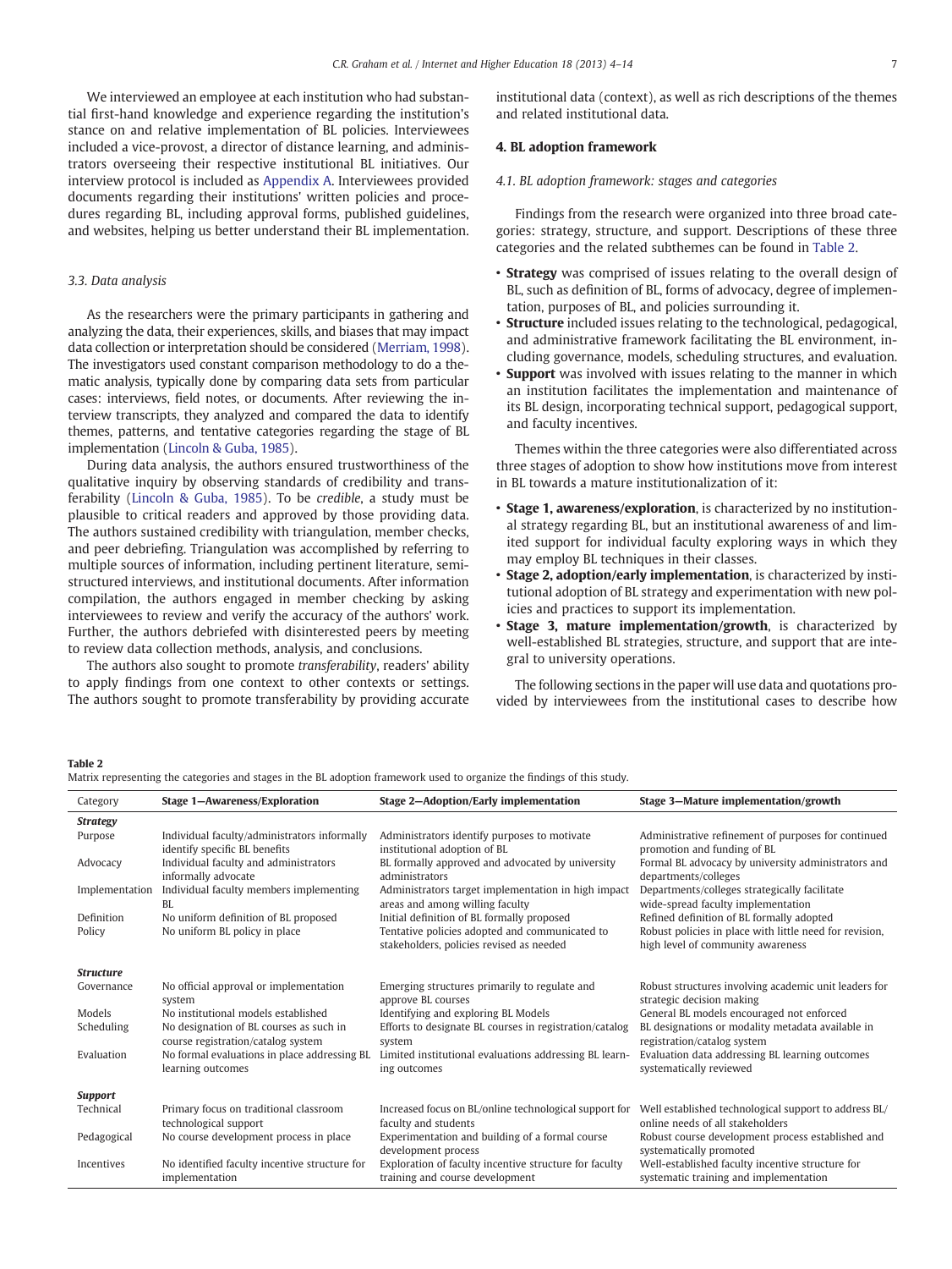We interviewed an employee at each institution who had substantial first-hand knowledge and experience regarding the institution's stance on and relative implementation of BL policies. Interviewees included a vice-provost, a director of distance learning, and administrators overseeing their respective institutional BL initiatives. Our interview protocol is included as Appendix A. Interviewees provided documents regarding their institutions' written policies and procedures regarding BL, including approval forms, published guidelines, and websites, helping us better understand their BL implementation.

### 3.3. Data analysis

As the researchers were the primary participants in gathering and analyzing the data, their experiences, skills, and biases that may impact data collection or interpretation should be considered (Merriam, 1998). The investigators used constant comparison methodology to do a thematic analysis, typically done by comparing data sets from particular cases: interviews, field notes, or documents. After reviewing the interview transcripts, they analyzed and compared the data to identify themes, patterns, and tentative categories regarding the stage of BL implementation (Lincoln & Guba, 1985).

During data analysis, the authors ensured trustworthiness of the qualitative inquiry by observing standards of credibility and transferability (Lincoln & Guba, 1985). To be *credible*, a study must be plausible to critical readers and approved by those providing data. The authors sustained credibility with triangulation, member checks, and peer debriefing. Triangulation was accomplished by referring to multiple sources of information, including pertinent literature, semi-structured interviews, and institutional documents. After information compilation, the authors engaged in member checking by asking interviewees to review and verify the accuracy of the authors' work. Further, the authors debriefed with disinterested peers by meeting to review data collection methods, analysis, and conclusions.

The authors also sought to promote *transferability*, readers' ability to apply findings from one context to other contexts or settings. The authors sought to promote transferability by providing accurate institutional data (context), as well as rich descriptions of the themes and related institutional data.

## 4. BL adoption framework

### 4.1. BL adoption framework: stages and categories

Findings from the research were organized into three broad categories: strategy, structure, and support. Descriptions of these three categories and the related subthemes can be found in Table 2.

- **Strategy** was comprised of issues relating to the overall design of BL, such as definition of BL, forms of advocacy, degree of implementation, purposes of BL, and policies surrounding it.
- **Structure** included issues relating to the technological, pedagogical, and administrative framework facilitating the BL environment, including governance, models, scheduling structures, and evaluation.
- **Support** was involved with issues relating to the manner in which an institution facilitates the implementation and maintenance of its BL design, incorporating technical support, pedagogical support, and faculty incentives.

Themes within the three categories were also differentiated across three stages of adoption to show how institutions move from interest in BL towards a mature institutionalization of it:

- **Stage 1, awareness/exploration**, is characterized by no institutional strategy regarding BL, but an institutional awareness of and limited support for individual faculty exploring ways in which they may employ BL techniques in their classes.
- **Stage 2, adoption/early implementation**, is characterized by institutional adoption of BL strategy and experimentation with new policies and practices to support its implementation.
- **Stage 3, mature implementation/growth**, is characterized by well-established BL strategies, structure, and support that are integral to university operations.

The following sections in the paper will use data and quotations provided by interviewees from the institutional cases to describe how

**Table 2**
Matrix representing the categories and stages in the BL adoption framework used to organize the findings of this study.

| Category | Stage 1—Awareness/Exploration | Stage 2—Adoption/Early implementation | Stage 3—Mature implementation/growth |
|---|---|---|---|
| ***Strategy*** | | | |
| Purpose | Individual faculty/administrators informally identify specific BL benefits | Administrators identify purposes to motivate institutional adoption of BL | Administrative refinement of purposes for continued promotion and funding of BL |
| Advocacy | Individual faculty and administrators informally advocate | BL formally approved and advocated by university administrators | Formal BL advocacy by university administrators and departments/colleges |
| Implementation | Individual faculty members implementing BL | Administrators target implementation in high impact areas and among willing faculty | Departments/colleges strategically facilitate wide-spread faculty implementation |
| Definition | No uniform definition of BL proposed | Initial definition of BL formally proposed | Refined definition of BL formally adopted |
| Policy | No uniform BL policy in place | Tentative policies adopted and communicated to stakeholders, policies revised as needed | Robust policies in place with little need for revision, high level of community awareness |
| ***Structure*** | | | |
| Governance | No official approval or implementation system | Emerging structures primarily to regulate and approve BL courses | Robust structures involving academic unit leaders for strategic decision making |
| Models | No institutional models established | Identifying and exploring BL Models | General BL models encouraged not enforced |
| Scheduling | No designation of BL courses as such in course registration/catalog system | Efforts to designate BL courses in registration/catalog system | BL designations or modality metadata available in registration/catalog system |
| Evaluation | No formal evaluations in place addressing BL learning outcomes | Limited institutional evaluations addressing BL learning outcomes | Evaluation data addressing BL learning outcomes systematically reviewed |
| ***Support*** | | | |
| Technical | Primary focus on traditional classroom technological support | Increased focus on BL/online technological support for faculty and students | Well established technological support to address BL/online needs of all stakeholders |
| Pedagogical | No course development process in place | Experimentation and building of a formal course development process | Robust course development process established and systematically promoted |
| Incentives | No identified faculty incentive structure for implementation | Exploration of faculty incentive structure for faculty training and course development | Well-established faculty incentive structure for systematic training and implementation |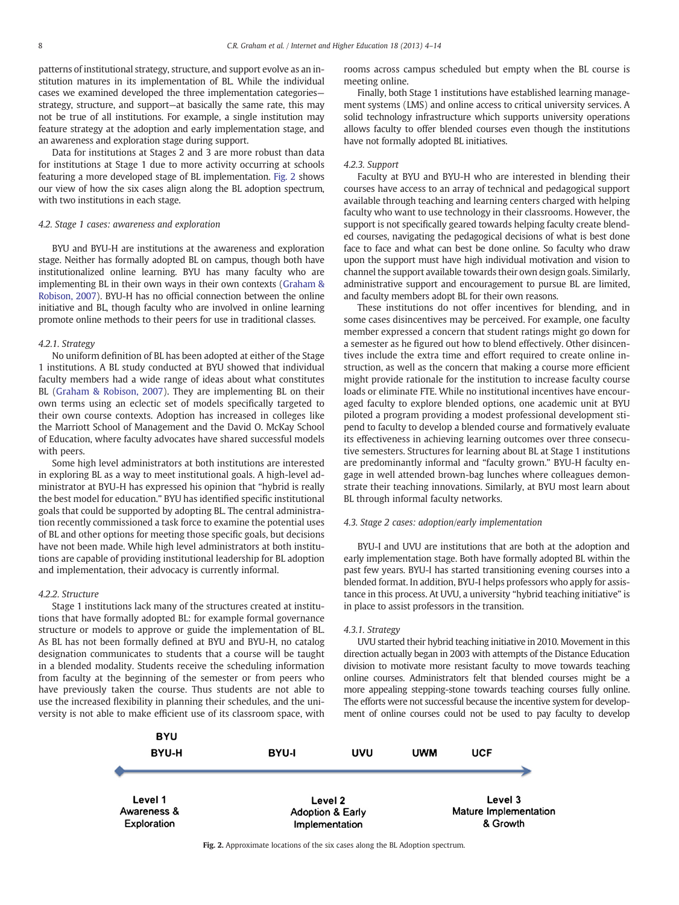patterns of institutional strategy, structure, and support evolve as an institution matures in its implementation of BL. While the individual cases we examined developed the three implementation categories—strategy, structure, and support—at basically the same rate, this may not be true of all institutions. For example, a single institution may feature strategy at the adoption and early implementation stage, and an awareness and exploration stage during support.

Data for institutions at Stages 2 and 3 are more robust than data for institutions at Stage 1 due to more activity occurring at schools featuring a more developed stage of BL implementation. Fig. 2 shows our view of how the six cases align along the BL adoption spectrum, with two institutions in each stage.

### 4.2. Stage 1 cases: awareness and exploration

BYU and BYU-H are institutions at the awareness and exploration stage. Neither has formally adopted BL on campus, though both have institutionalized online learning. BYU has many faculty who are implementing BL in their own ways in their own contexts (Graham & Robison, 2007). BYU-H has no official connection between the online initiative and BL, though faculty who are involved in online learning promote online methods to their peers for use in traditional classes.

#### 4.2.1. Strategy

No uniform definition of BL has been adopted at either of the Stage 1 institutions. A BL study conducted at BYU showed that individual faculty members had a wide range of ideas about what constitutes BL (Graham & Robison, 2007). They are implementing BL on their own terms using an eclectic set of models specifically targeted to their own course contexts. Adoption has increased in colleges like the Marriott School of Management and the David O. McKay School of Education, where faculty advocates have shared successful models with peers.

Some high level administrators at both institutions are interested in exploring BL as a way to meet institutional goals. A high-level administrator at BYU-H has expressed his opinion that "hybrid is really the best model for education." BYU has identified specific institutional goals that could be supported by adopting BL. The central administration recently commissioned a task force to examine the potential uses of BL and other options for meeting those specific goals, but decisions have not been made. While high level administrators at both institutions are capable of providing institutional leadership for BL adoption and implementation, their advocacy is currently informal.

#### 4.2.2. Structure

Stage 1 institutions lack many of the structures created at institutions that have formally adopted BL: for example formal governance structure or models to approve or guide the implementation of BL. As BL has not been formally defined at BYU and BYU-H, no catalog designation communicates to students that a course will be taught in a blended modality. Students receive the scheduling information from faculty at the beginning of the semester or from peers who have previously taken the course. Thus students are not able to use the increased flexibility in planning their schedules, and the university is not able to make efficient use of its classroom space, with rooms across campus scheduled but empty when the BL course is meeting online.

Finally, both Stage 1 institutions have established learning management systems (LMS) and online access to critical university services. A solid technology infrastructure which supports university operations allows faculty to offer blended courses even though the institutions have not formally adopted BL initiatives.

#### 4.2.3. Support

Faculty at BYU and BYU-H who are interested in blending their courses have access to an array of technical and pedagogical support available through teaching and learning centers charged with helping faculty who want to use technology in their classrooms. However, the support is not specifically geared towards helping faculty create blended courses, navigating the pedagogical decisions of what is best done face to face and what can best be done online. So faculty who draw upon the support must have high individual motivation and vision to channel the support available towards their own design goals. Similarly, administrative support and encouragement to pursue BL are limited, and faculty members adopt BL for their own reasons.

These institutions do not offer incentives for blending, and in some cases disincentives may be perceived. For example, one faculty member expressed a concern that student ratings might go down for a semester as he figured out how to blend effectively. Other disincentives include the extra time and effort required to create online instruction, as well as the concern that making a course more efficient might provide rationale for the institution to increase faculty course loads or eliminate FTE. While no institutional incentives have encouraged faculty to explore blended options, one academic unit at BYU piloted a program providing a modest professional development stipend to faculty to develop a blended course and formatively evaluate its effectiveness in achieving learning outcomes over three consecutive semesters. Structures for learning about BL at Stage 1 institutions are predominantly informal and "faculty grown." BYU-H faculty engage in well attended brown-bag lunches where colleagues demonstrate their teaching innovations. Similarly, at BYU most learn about BL through informal faculty networks.

### 4.3. Stage 2 cases: adoption/early implementation

BYU-I and UVU are institutions that are both at the adoption and early implementation stage. Both have formally adopted BL within the past few years. BYU-I has started transitioning evening courses into a blended format. In addition, BYU-I helps professors who apply for assistance in this process. At UVU, a university "hybrid teaching initiative" is in place to assist professors in the transition.

#### 4.3.1. Strategy

UVU started their hybrid teaching initiative in 2010. Movement in this direction actually began in 2003 with attempts of the Distance Education division to motivate more resistant faculty to move towards teaching online courses. Administrators felt that blended courses might be a more appealing stepping-stone towards teaching courses fully online. The efforts were not successful because the incentive system for development of online courses could not be used to pay faculty to develop

| BYU<br>BYU-H | BYU-I | UVU | UWM | UCF |
|---|---|---|---|---|
| Level 1<br>Awareness & Exploration | Level 2<br>Adoption & Early Implementation | | Level 3<br>Mature Implementation & Growth | |

Fig. 2. Approximate locations of the six cases along the BL Adoption spectrum.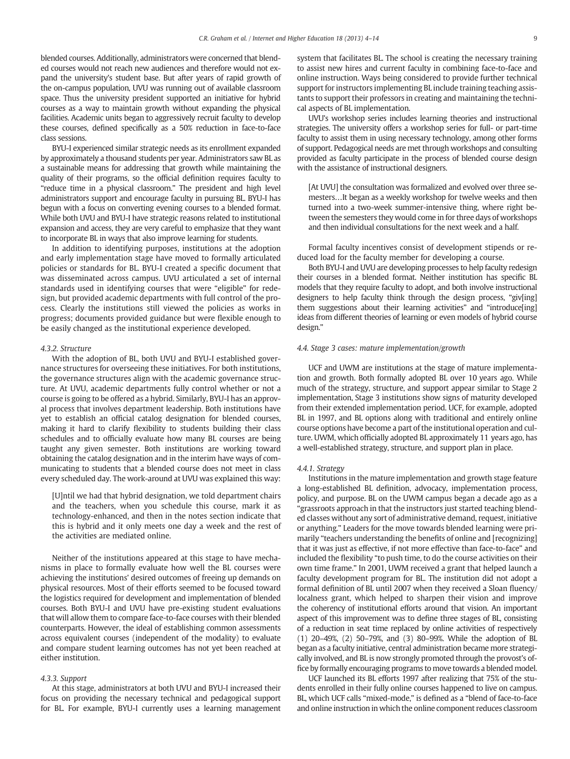blended courses. Additionally, administrators were concerned that blended courses would not reach new audiences and therefore would not expand the university's student base. But after years of rapid growth of the on-campus population, UVU was running out of available classroom space. Thus the university president supported an initiative for hybrid courses as a way to maintain growth without expanding the physical facilities. Academic units began to aggressively recruit faculty to develop these courses, defined specifically as a 50% reduction in face-to-face class sessions.

BYU-I experienced similar strategic needs as its enrollment expanded by approximately a thousand students per year. Administrators saw BL as a sustainable means for addressing that growth while maintaining the quality of their programs, so the official definition requires faculty to "reduce time in a physical classroom." The president and high level administrators support and encourage faculty in pursuing BL. BYU-I has begun with a focus on converting evening courses to a blended format. While both UVU and BYU-I have strategic reasons related to institutional expansion and access, they are very careful to emphasize that they want to incorporate BL in ways that also improve learning for students.

In addition to identifying purposes, institutions at the adoption and early implementation stage have moved to formally articulated policies or standards for BL. BYU-I created a specific document that was disseminated across campus. UVU articulated a set of internal standards used in identifying courses that were "eligible" for redesign, but provided academic departments with full control of the process. Clearly the institutions still viewed the policies as works in progress; documents provided guidance but were flexible enough to be easily changed as the institutional experience developed.

#### 4.3.2. Structure

With the adoption of BL, both UVU and BYU-I established governance structures for overseeing these initiatives. For both institutions, the governance structures align with the academic governance structure. At UVU, academic departments fully control whether or not a course is going to be offered as a hybrid. Similarly, BYU-I has an approval process that involves department leadership. Both institutions have yet to establish an official catalog designation for blended courses, making it hard to clarify flexibility to students building their class schedules and to officially evaluate how many BL courses are being taught any given semester. Both institutions are working toward obtaining the catalog designation and in the interim have ways of communicating to students that a blended course does not meet in class every scheduled day. The work-around at UVU was explained this way:

> [U]ntil we had that hybrid designation, we told department chairs and the teachers, when you schedule this course, mark it as technology-enhanced, and then in the notes section indicate that this is hybrid and it only meets one day a week and the rest of the activities are mediated online.

Neither of the institutions appeared at this stage to have mechanisms in place to formally evaluate how well the BL courses were achieving the institutions' desired outcomes of freeing up demands on physical resources. Most of their efforts seemed to be focused toward the logistics required for development and implementation of blended courses. Both BYU-I and UVU have pre-existing student evaluations that will allow them to compare face-to-face courses with their blended counterparts. However, the ideal of establishing common assessments across equivalent courses (independent of the modality) to evaluate and compare student learning outcomes has not yet been reached at either institution.

#### 4.3.3. Support

At this stage, administrators at both UVU and BYU-I increased their focus on providing the necessary technical and pedagogical support for BL. For example, BYU-I currently uses a learning management system that facilitates BL. The school is creating the necessary training to assist new hires and current faculty in combining face-to-face and online instruction. Ways being considered to provide further technical support for instructors implementing BL include training teaching assistants to support their professors in creating and maintaining the technical aspects of BL implementation.

UVU's workshop series includes learning theories and instructional strategies. The university offers a workshop series for full- or part-time faculty to assist them in using necessary technology, among other forms of support. Pedagogical needs are met through workshops and consulting provided as faculty participate in the process of blended course design with the assistance of instructional designers.

> [At UVU] the consultation was formalized and evolved over three semesters…It began as a weekly workshop for twelve weeks and then turned into a two-week summer-intensive thing, where right between the semesters they would come in for three days of workshops and then individual consultations for the next week and a half.

Formal faculty incentives consist of development stipends or reduced load for the faculty member for developing a course.

Both BYU-I and UVU are developing processes to help faculty redesign their courses in a blended format. Neither institution has specific BL models that they require faculty to adopt, and both involve instructional designers to help faculty think through the design process, "giv[ing] them suggestions about their learning activities" and "introduce[ing] ideas from different theories of learning or even models of hybrid course design."

### 4.4. Stage 3 cases: mature implementation/growth

UCF and UWM are institutions at the stage of mature implementation and growth. Both formally adopted BL over 10 years ago. While much of the strategy, structure, and support appear similar to Stage 2 implementation, Stage 3 institutions show signs of maturity developed from their extended implementation period. UCF, for example, adopted BL in 1997, and BL options along with traditional and entirely online course options have become a part of the institutional operation and culture. UWM, which officially adopted BL approximately 11 years ago, has a well-established strategy, structure, and support plan in place.

#### 4.4.1. Strategy

Institutions in the mature implementation and growth stage feature a long-established BL definition, advocacy, implementation process, policy, and purpose. BL on the UWM campus began a decade ago as a "grassroots approach in that the instructors just started teaching blended classes without any sort of administrative demand, request, initiative or anything." Leaders for the move towards blended learning were primarily "teachers understanding the benefits of online and [recognizing] that it was just as effective, if not more effective than face-to-face" and included the flexibility "to push time, to do the course activities on their own time frame." In 2001, UWM received a grant that helped launch a faculty development program for BL. The institution did not adopt a formal definition of BL until 2007 when they received a Sloan fluency/localness grant, which helped to sharpen their vision and improve the coherency of institutional efforts around that vision. An important aspect of this improvement was to define three stages of BL, consisting of a reduction in seat time replaced by online activities of respectively (1) 20–49%, (2) 50–79%, and (3) 80–99%. While the adoption of BL began as a faculty initiative, central administration became more strategically involved, and BL is now strongly promoted through the provost's office by formally encouraging programs to move towards a blended model.

UCF launched its BL efforts 1997 after realizing that 75% of the students enrolled in their fully online courses happened to live on campus. BL, which UCF calls "mixed-mode," is defined as a "blend of face-to-face and online instruction in which the online component reduces classroom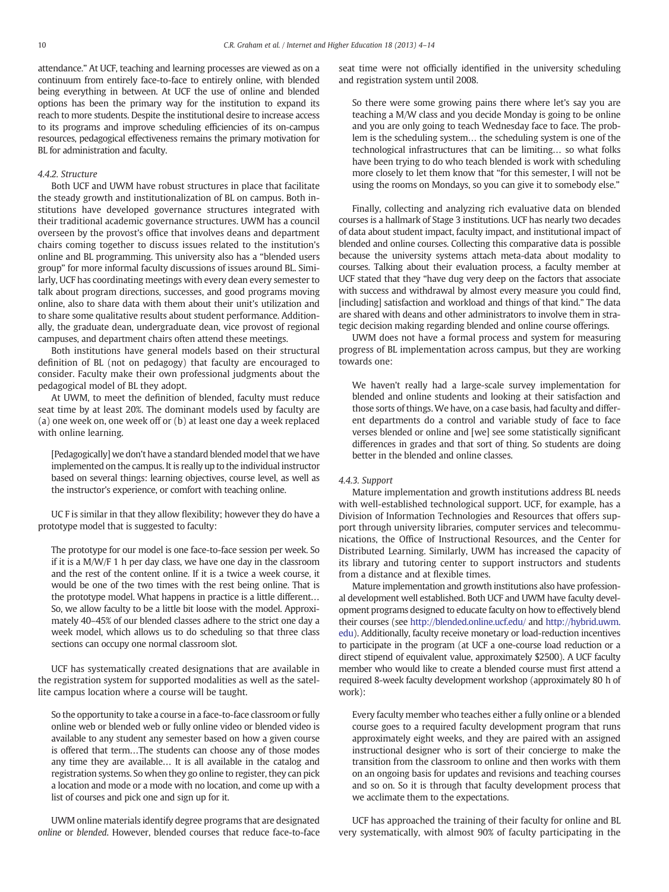attendance." At UCF, teaching and learning processes are viewed as on a continuum from entirely face-to-face to entirely online, with blended being everything in between. At UCF the use of online and blended options has been the primary way for the institution to expand its reach to more students. Despite the institutional desire to increase access to its programs and improve scheduling efficiencies of its on-campus resources, pedagogical effectiveness remains the primary motivation for BL for administration and faculty.

#### 4.4.2. Structure

Both UCF and UWM have robust structures in place that facilitate the steady growth and institutionalization of BL on campus. Both institutions have developed governance structures integrated with their traditional academic governance structures. UWM has a council overseen by the provost's office that involves deans and department chairs coming together to discuss issues related to the institution's online and BL programming. This university also has a "blended users group" for more informal faculty discussions of issues around BL. Similarly, UCF has coordinating meetings with every dean every semester to talk about program directions, successes, and good programs moving online, also to share data with them about their unit's utilization and to share some qualitative results about student performance. Additionally, the graduate dean, undergraduate dean, vice provost of regional campuses, and department chairs often attend these meetings.

Both institutions have general models based on their structural definition of BL (not on pedagogy) that faculty are encouraged to consider. Faculty make their own professional judgments about the pedagogical model of BL they adopt.

At UWM, to meet the definition of blended, faculty must reduce seat time by at least 20%. The dominant models used by faculty are (a) one week on, one week off or (b) at least one day a week replaced with online learning.

> [Pedagogically] we don't have a standard blended model that we have implemented on the campus. It is really up to the individual instructor based on several things: learning objectives, course level, as well as the instructor's experience, or comfort with teaching online.

UC F is similar in that they allow flexibility; however they do have a prototype model that is suggested to faculty:

> The prototype for our model is one face-to-face session per week. So if it is a M/W/F 1 h per day class, we have one day in the classroom and the rest of the content online. If it is a twice a week course, it would be one of the two times with the rest being online. That is the prototype model. What happens in practice is a little different… So, we allow faculty to be a little bit loose with the model. Approximately 40–45% of our blended classes adhere to the strict one day a week model, which allows us to do scheduling so that three class sections can occupy one normal classroom slot.

UCF has systematically created designations that are available in the registration system for supported modalities as well as the satellite campus location where a course will be taught.

> So the opportunity to take a course in a face-to-face classroom or fully online web or blended web or fully online video or blended video is available to any student any semester based on how a given course is offered that term…The students can choose any of those modes any time they are available… It is all available in the catalog and registration systems. So when they go online to register, they can pick a location and mode or a mode with no location, and come up with a list of courses and pick one and sign up for it.

UWM online materials identify degree programs that are designated *online* or *blended*. However, blended courses that reduce face-to-face seat time were not officially identified in the university scheduling and registration system until 2008.

> So there were some growing pains there where let's say you are teaching a M/W class and you decide Monday is going to be online and you are only going to teach Wednesday face to face. The problem is the scheduling system… the scheduling system is one of the technological infrastructures that can be limiting… so what folks have been trying to do who teach blended is work with scheduling more closely to let them know that "for this semester, I will not be using the rooms on Mondays, so you can give it to somebody else."

Finally, collecting and analyzing rich evaluative data on blended courses is a hallmark of Stage 3 institutions. UCF has nearly two decades of data about student impact, faculty impact, and institutional impact of blended and online courses. Collecting this comparative data is possible because the university systems attach meta-data about modality to courses. Talking about their evaluation process, a faculty member at UCF stated that they "have dug very deep on the factors that associate with success and withdrawal by almost every measure you could find, [including] satisfaction and workload and things of that kind." The data are shared with deans and other administrators to involve them in strategic decision making regarding blended and online course offerings.

UWM does not have a formal process and system for measuring progress of BL implementation across campus, but they are working towards one:

> We haven't really had a large-scale survey implementation for blended and online students and looking at their satisfaction and those sorts of things. We have, on a case basis, had faculty and different departments do a control and variable study of face to face verses blended or online and [we] see some statistically significant differences in grades and that sort of thing. So students are doing better in the blended and online classes.

#### 4.4.3. Support

Mature implementation and growth institutions address BL needs with well-established technological support. UCF, for example, has a Division of Information Technologies and Resources that offers support through university libraries, computer services and telecommunications, the Office of Instructional Resources, and the Center for Distributed Learning. Similarly, UWM has increased the capacity of its library and tutoring center to support instructors and students from a distance and at flexible times.

Mature implementation and growth institutions also have professional development well established. Both UCF and UWM have faculty development programs designed to educate faculty on how to effectively blend their courses (see http://blended.online.ucf.edu/ and http://hybrid.uwm.edu). Additionally, faculty receive monetary or load-reduction incentives to participate in the program (at UCF a one-course load reduction or a direct stipend of equivalent value, approximately $2500). A UCF faculty member who would like to create a blended course must first attend a required 8-week faculty development workshop (approximately 80 h of work):

> Every faculty member who teaches either a fully online or a blended course goes to a required faculty development program that runs approximately eight weeks, and they are paired with an assigned instructional designer who is sort of their concierge to make the transition from the classroom to online and then works with them on an ongoing basis for updates and revisions and teaching courses and so on. So it is through that faculty development process that we acclimate them to the expectations.

UCF has approached the training of their faculty for online and BL very systematically, with almost 90% of faculty participating in the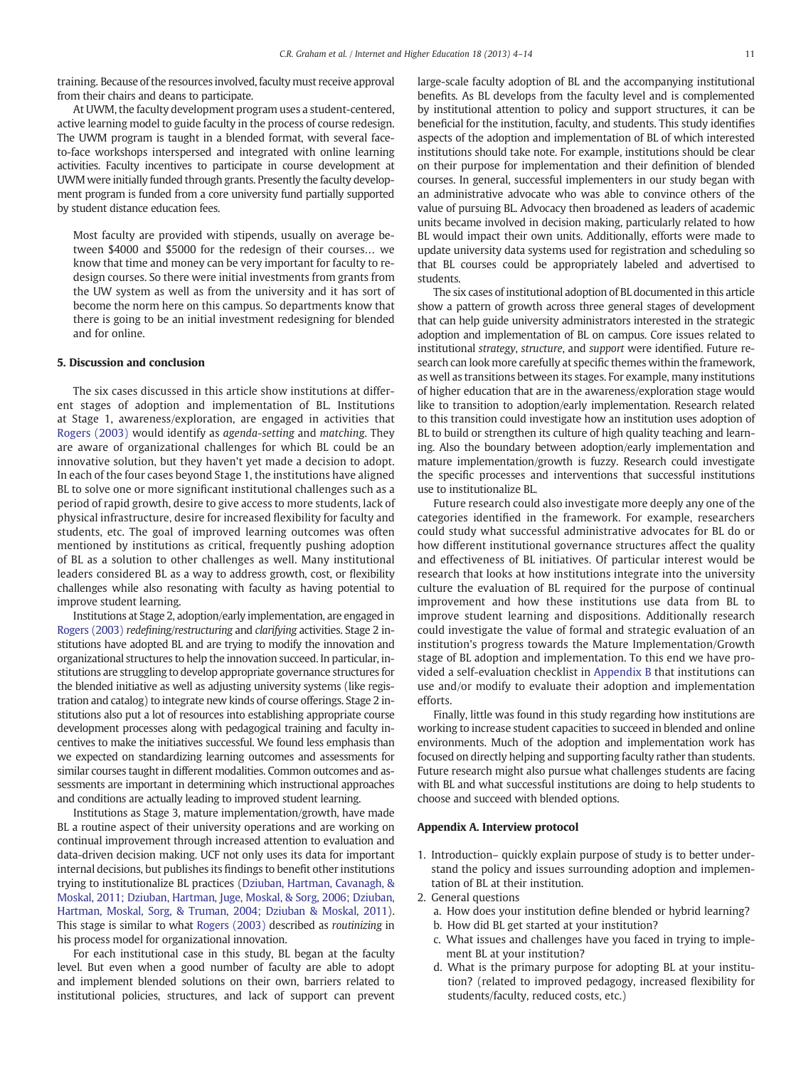training. Because of the resources involved, faculty must receive approval from their chairs and deans to participate.

At UWM, the faculty development program uses a student-centered, active learning model to guide faculty in the process of course redesign. The UWM program is taught in a blended format, with several face-to-face workshops interspersed and integrated with online learning activities. Faculty incentives to participate in course development at UWM were initially funded through grants. Presently the faculty development program is funded from a core university fund partially supported by student distance education fees.

> Most faculty are provided with stipends, usually on average between \$4000 and \$5000 for the redesign of their courses… we know that time and money can be very important for faculty to redesign courses. So there were initial investments from grants from the UW system as well as from the university and it has sort of become the norm here on this campus. So departments know that there is going to be an initial investment redesigning for blended and for online.

## 5. Discussion and conclusion

The six cases discussed in this article show institutions at different stages of adoption and implementation of BL. Institutions at Stage 1, awareness/exploration, are engaged in activities that Rogers (2003) would identify as *agenda-setting* and *matching*. They are aware of organizational challenges for which BL could be an innovative solution, but they haven't yet made a decision to adopt. In each of the four cases beyond Stage 1, the institutions have aligned BL to solve one or more significant institutional challenges such as a period of rapid growth, desire to give access to more students, lack of physical infrastructure, desire for increased flexibility for faculty and students, etc. The goal of improved learning outcomes was often mentioned by institutions as critical, frequently pushing adoption of BL as a solution to other challenges as well. Many institutional leaders considered BL as a way to address growth, cost, or flexibility challenges while also resonating with faculty as having potential to improve student learning.

Institutions at Stage 2, adoption/early implementation, are engaged in Rogers (2003) *redefining/restructuring* and *clarifying* activities. Stage 2 institutions have adopted BL and are trying to modify the innovation and organizational structures to help the innovation succeed. In particular, institutions are struggling to develop appropriate governance structures for the blended initiative as well as adjusting university systems (like registration and catalog) to integrate new kinds of course offerings. Stage 2 institutions also put a lot of resources into establishing appropriate course development processes along with pedagogical training and faculty incentives to make the initiatives successful. We found less emphasis than we expected on standardizing learning outcomes and assessments for similar courses taught in different modalities. Common outcomes and assessments are important in determining which instructional approaches and conditions are actually leading to improved student learning.

Institutions as Stage 3, mature implementation/growth, have made BL a routine aspect of their university operations and are working on continual improvement through increased attention to evaluation and data-driven decision making. UCF not only uses its data for important internal decisions, but publishes its findings to benefit other institutions trying to institutionalize BL practices (Dziuban, Hartman, Cavanagh, & Moskal, 2011; Dziuban, Hartman, Juge, Moskal, & Sorg, 2006; Dziuban, Hartman, Moskal, Sorg, & Truman, 2004; Dziuban & Moskal, 2011). This stage is similar to what Rogers (2003) described as *routinizing* in his process model for organizational innovation.

For each institutional case in this study, BL began at the faculty level. But even when a good number of faculty are able to adopt and implement blended solutions on their own, barriers related to institutional policies, structures, and lack of support can prevent large-scale faculty adoption of BL and the accompanying institutional benefits. As BL develops from the faculty level and is complemented by institutional attention to policy and support structures, it can be beneficial for the institution, faculty, and students. This study identifies aspects of the adoption and implementation of BL of which interested institutions should take note. For example, institutions should be clear on their purpose for implementation and their definition of blended courses. In general, successful implementers in our study began with an administrative advocate who was able to convince others of the value of pursuing BL. Advocacy then broadened as leaders of academic units became involved in decision making, particularly related to how BL would impact their own units. Additionally, efforts were made to update university data systems used for registration and scheduling so that BL courses could be appropriately labeled and advertised to students.

The six cases of institutional adoption of BL documented in this article show a pattern of growth across three general stages of development that can help guide university administrators interested in the strategic adoption and implementation of BL on campus. Core issues related to institutional *strategy*, *structure*, and *support* were identified. Future research can look more carefully at specific themes within the framework, as well as transitions between its stages. For example, many institutions of higher education that are in the awareness/exploration stage would like to transition to adoption/early implementation. Research related to this transition could investigate how an institution uses adoption of BL to build or strengthen its culture of high quality teaching and learning. Also the boundary between adoption/early implementation and mature implementation/growth is fuzzy. Research could investigate the specific processes and interventions that successful institutions use to institutionalize BL.

Future research could also investigate more deeply any one of the categories identified in the framework. For example, researchers could study what successful administrative advocates for BL do or how different institutional governance structures affect the quality and effectiveness of BL initiatives. Of particular interest would be research that looks at how institutions integrate into the university culture the evaluation of BL required for the purpose of continual improvement and how these institutions use data from BL to improve student learning and dispositions. Additionally research could investigate the value of formal and strategic evaluation of an institution's progress towards the Mature Implementation/Growth stage of BL adoption and implementation. To this end we have provided a self-evaluation checklist in Appendix B that institutions can use and/or modify to evaluate their adoption and implementation efforts.

Finally, little was found in this study regarding how institutions are working to increase student capacities to succeed in blended and online environments. Much of the adoption and implementation work has focused on directly helping and supporting faculty rather than students. Future research might also pursue what challenges students are facing with BL and what successful institutions are doing to help students to choose and succeed with blended options.

## Appendix A. Interview protocol

1. Introduction– quickly explain purpose of study is to better understand the policy and issues surrounding adoption and implementation of BL at their institution.
2. General questions
   a. How does your institution define blended or hybrid learning?
   b. How did BL get started at your institution?
   c. What issues and challenges have you faced in trying to implement BL at your institution?
   d. What is the primary purpose for adopting BL at your institution? (related to improved pedagogy, increased flexibility for students/faculty, reduced costs, etc.)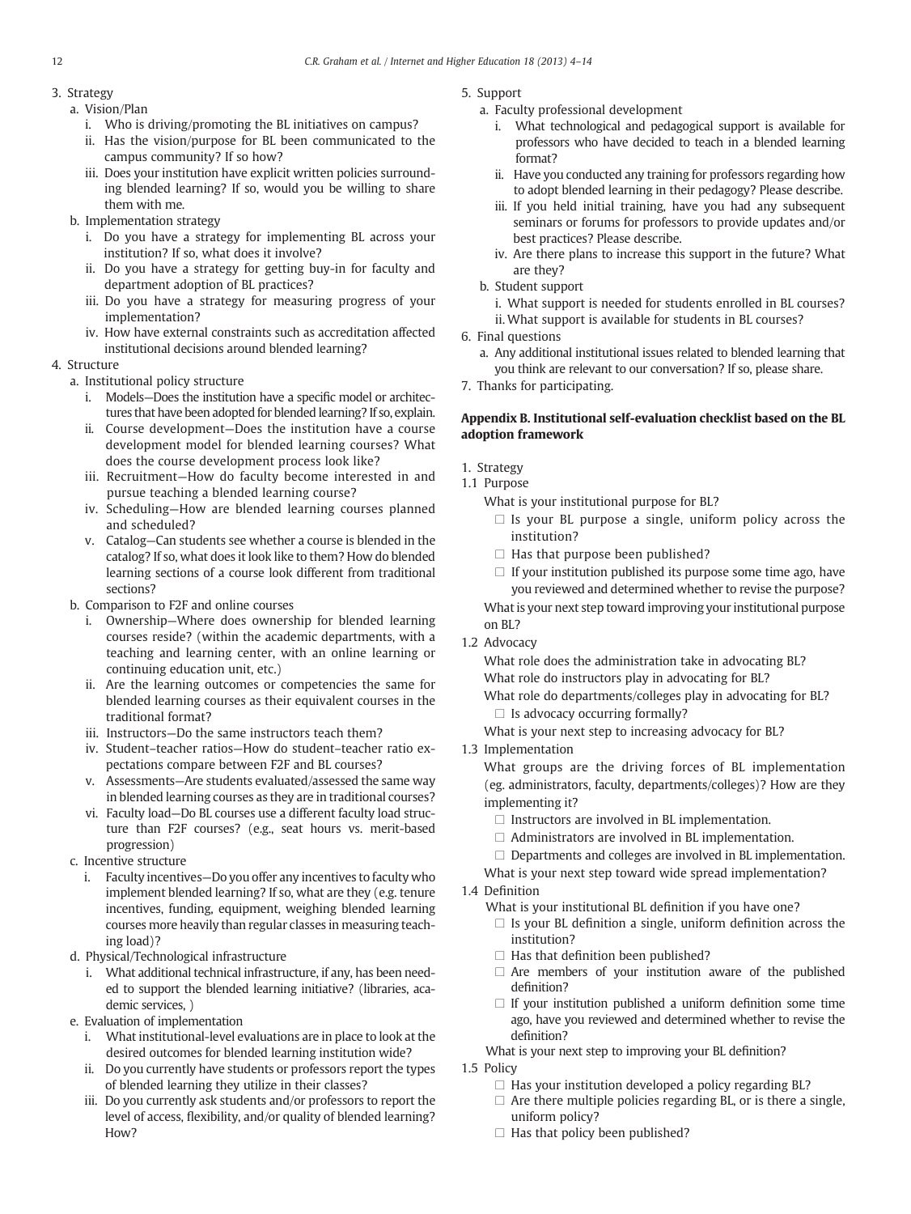3. Strategy
   a. Vision/Plan
      i. Who is driving/promoting the BL initiatives on campus?
      ii. Has the vision/purpose for BL been communicated to the campus community? If so how?
      iii. Does your institution have explicit written policies surrounding blended learning? If so, would you be willing to share them with me.
   b. Implementation strategy
      i. Do you have a strategy for implementing BL across your institution? If so, what does it involve?
      ii. Do you have a strategy for getting buy-in for faculty and department adoption of BL practices?
      iii. Do you have a strategy for measuring progress of your implementation?
      iv. How have external constraints such as accreditation affected institutional decisions around blended learning?
4. Structure
   a. Institutional policy structure
      i. Models—Does the institution have a specific model or architectures that have been adopted for blended learning? If so, explain.
      ii. Course development—Does the institution have a course development model for blended learning courses? What does the course development process look like?
      iii. Recruitment—How do faculty become interested in and pursue teaching a blended learning course?
      iv. Scheduling—How are blended learning courses planned and scheduled?
      v. Catalog—Can students see whether a course is blended in the catalog? If so, what does it look like to them? How do blended learning sections of a course look different from traditional sections?
   b. Comparison to F2F and online courses
      i. Ownership—Where does ownership for blended learning courses reside? (within the academic departments, with a teaching and learning center, with an online learning or continuing education unit, etc.)
      ii. Are the learning outcomes or competencies the same for blended learning courses as their equivalent courses in the traditional format?
      iii. Instructors—Do the same instructors teach them?
      iv. Student–teacher ratios—How do student–teacher ratio expectations compare between F2F and BL courses?
      v. Assessments—Are students evaluated/assessed the same way in blended learning courses as they are in traditional courses?
      vi. Faculty load—Do BL courses use a different faculty load structure than F2F courses? (e.g., seat hours vs. merit-based progression)
   c. Incentive structure
      i. Faculty incentives—Do you offer any incentives to faculty who implement blended learning? If so, what are they (e.g. tenure incentives, funding, equipment, weighing blended learning courses more heavily than regular classes in measuring teaching load)?
   d. Physical/Technological infrastructure
      i. What additional technical infrastructure, if any, has been needed to support the blended learning initiative? (libraries, academic services, )
   e. Evaluation of implementation
      i. What institutional-level evaluations are in place to look at the desired outcomes for blended learning institution wide?
      ii. Do you currently have students or professors report the types of blended learning they utilize in their classes?
      iii. Do you currently ask students and/or professors to report the level of access, flexibility, and/or quality of blended learning? How?
5. Support
   a. Faculty professional development
      i. What technological and pedagogical support is available for professors who have decided to teach in a blended learning format?
      ii. Have you conducted any training for professors regarding how to adopt blended learning in their pedagogy? Please describe.
      iii. If you held initial training, have you had any subsequent seminars or forums for professors to provide updates and/or best practices? Please describe.
      iv. Are there plans to increase this support in the future? What are they?
   b. Student support
      i. What support is needed for students enrolled in BL courses?
      ii. What support is available for students in BL courses?
6. Final questions
   a. Any additional institutional issues related to blended learning that you think are relevant to our conversation? If so, please share.
7. Thanks for participating.

## Appendix B. Institutional self-evaluation checklist based on the BL adoption framework

1. Strategy

1.1 Purpose

What is your institutional purpose for BL?

- ☐ Is your BL purpose a single, uniform policy across the institution?
- ☐ Has that purpose been published?
- ☐ If your institution published its purpose some time ago, have you reviewed and determined whether to revise the purpose?

What is your next step toward improving your institutional purpose on BL?

1.2 Advocacy

What role does the administration take in advocating BL?

What role do instructors play in advocating for BL?

What role do departments/colleges play in advocating for BL?

- ☐ Is advocacy occurring formally?

What is your next step to increasing advocacy for BL?

1.3 Implementation

What groups are the driving forces of BL implementation (eg. administrators, faculty, departments/colleges)? How are they implementing it?

- ☐ Instructors are involved in BL implementation.
- ☐ Administrators are involved in BL implementation.
- ☐ Departments and colleges are involved in BL implementation.

What is your next step toward wide spread implementation?

1.4 Definition

What is your institutional BL definition if you have one?

- ☐ Is your BL definition a single, uniform definition across the institution?
- ☐ Has that definition been published?
- ☐ Are members of your institution aware of the published definition?
- ☐ If your institution published a uniform definition some time ago, have you reviewed and determined whether to revise the definition?

What is your next step to improving your BL definition?

1.5 Policy

- ☐ Has your institution developed a policy regarding BL?
- ☐ Are there multiple policies regarding BL, or is there a single, uniform policy?
- ☐ Has that policy been published?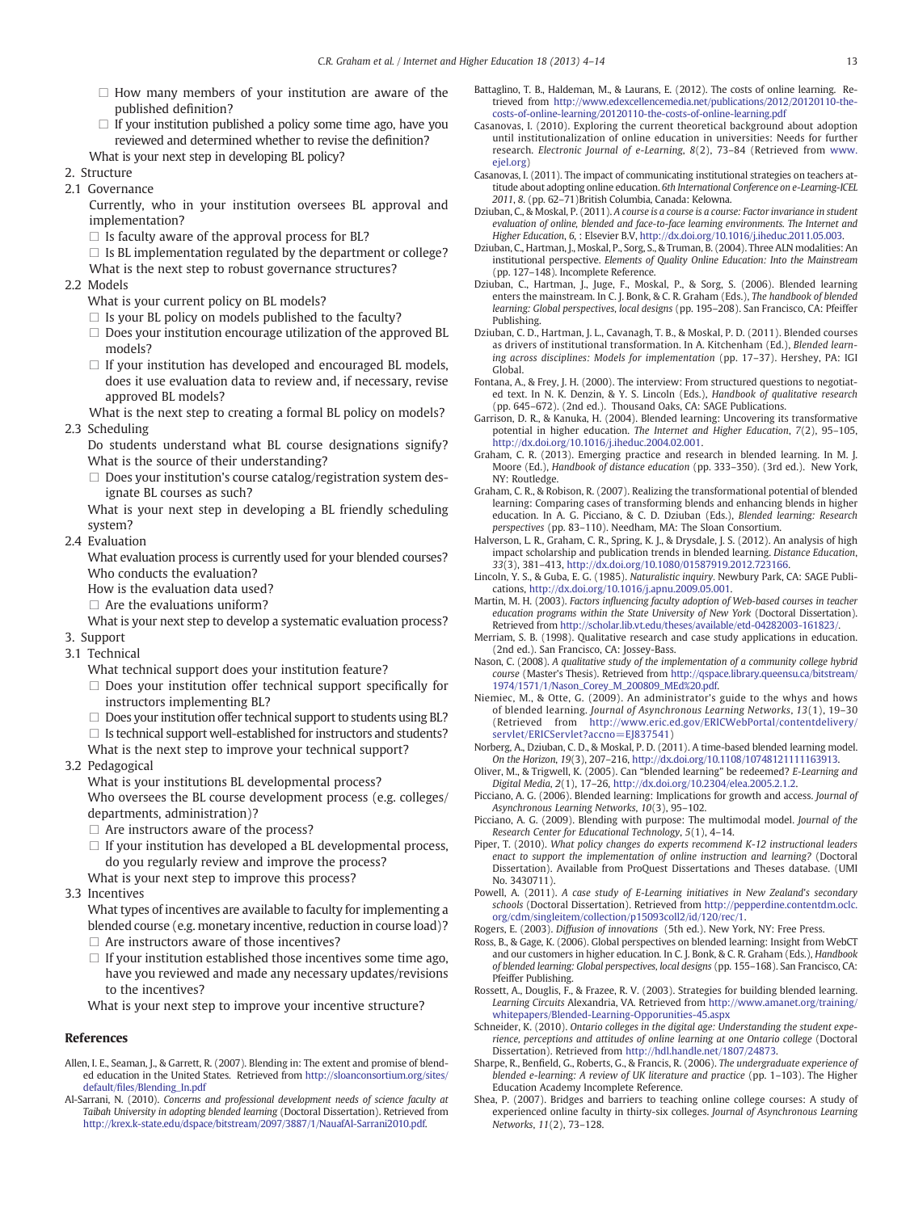- ☐ How many members of your institution are aware of the published definition?
- ☐ If your institution published a policy some time ago, have you reviewed and determined whether to revise the definition?

What is your next step in developing BL policy?

2. Structure

2.1 Governance

Currently, who in your institution oversees BL approval and implementation?

- ☐ Is faculty aware of the approval process for BL?
- ☐ Is BL implementation regulated by the department or college?

What is the next step to robust governance structures?

2.2 Models

What is your current policy on BL models?

- ☐ Is your BL policy on models published to the faculty?
- ☐ Does your institution encourage utilization of the approved BL models?
- ☐ If your institution has developed and encouraged BL models, does it use evaluation data to review and, if necessary, revise approved BL models?

What is the next step to creating a formal BL policy on models?

2.3 Scheduling

Do students understand what BL course designations signify? What is the source of their understanding?

- ☐ Does your institution's course catalog/registration system designate BL courses as such?

What is your next step in developing a BL friendly scheduling system?

2.4 Evaluation

What evaluation process is currently used for your blended courses? Who conducts the evaluation?

How is the evaluation data used?

- ☐ Are the evaluations uniform?

What is your next step to develop a systematic evaluation process?

3. Support

3.1 Technical

What technical support does your institution feature?

- ☐ Does your institution offer technical support specifically for instructors implementing BL?
- ☐ Does your institution offer technical support to students using BL?
- ☐ Is technical support well-established for instructors and students?

What is the next step to improve your technical support?

3.2 Pedagogical

What is your institutions BL developmental process?

Who oversees the BL course development process (e.g. colleges/departments, administration)?

- ☐ Are instructors aware of the process?
- ☐ If your institution has developed a BL developmental process, do you regularly review and improve the process?

What is your next step to improve this process?

3.3 Incentives

What types of incentives are available to faculty for implementing a blended course (e.g. monetary incentive, reduction in course load)?

- ☐ Are instructors aware of those incentives?
- ☐ If your institution established those incentives some time ago, have you reviewed and made any necessary updates/revisions to the incentives?

What is your next step to improve your incentive structure?

## References

Allen, I. E., Seaman, J., & Garrett, R. (2007). Blending in: The extent and promise of blended education in the United States. Retrieved from http://sloanconsortium.org/sites/default/files/Blending_In.pdf

Al-Sarrani, N. (2010). *Concerns and professional development needs of science faculty at Taibah University in adopting blended learning* (Doctoral Dissertation). Retrieved from http://krex.k-state.edu/dspace/bitstream/2097/3887/1/NauafAl-Sarrani2010.pdf.

Battaglino, T. B., Haldeman, M., & Laurans, E. (2012). The costs of online learning. Retrieved from http://www.edexcellencemedia.net/publications/2012/20120110-the-costs-of-online-learning/20120110-the-costs-of-online-learning.pdf

Casanovas, I. (2010). Exploring the current theoretical background about adoption until institutionalization of online education in universities: Needs for further research. *Electronic Journal of e-Learning*, *8*(2), 73–84 (Retrieved from www.ejel.org)

Casanovas, I. (2011). The impact of communicating institutional strategies on teachers attitude about adopting online education. *6th International Conference on e-Learning-ICEL 2011*, *8*. (pp. 62–71)British Columbia, Canada: Kelowna.

Dziuban, C., & Moskal, P. (2011). *A course is a course is a course: Factor invariance in student evaluation of online, blended and face-to-face learning environments. The Internet and Higher Education*, *6*, : Elsevier B.V, http://dx.doi.org/10.1016/j.iheduc.2011.05.003.

Dziuban, C., Hartman, J., Moskal, P., Sorg, S., & Truman, B. (2004). Three ALN modalities: An institutional perspective. *Elements of Quality Online Education: Into the Mainstream* (pp. 127–148). Incomplete Reference.

Dziuban, C., Hartman, J., Juge, F., Moskal, P., & Sorg, S. (2006). Blended learning enters the mainstream. In C. J. Bonk, & C. R. Graham (Eds.), *The handbook of blended learning: Global perspectives, local designs* (pp. 195–208). San Francisco, CA: Pfeiffer Publishing.

Dziuban, C. D., Hartman, J. L., Cavanagh, T. B., & Moskal, P. D. (2011). Blended courses as drivers of institutional transformation. In A. Kitchenham (Ed.), *Blended learning across disciplines: Models for implementation* (pp. 17–37). Hershey, PA: IGI Global.

Fontana, A., & Frey, J. H. (2000). The interview: From structured questions to negotiated text. In N. K. Denzin, & Y. S. Lincoln (Eds.), *Handbook of qualitative research* (pp. 645–672). (2nd ed.). Thousand Oaks, CA: SAGE Publications.

Garrison, D. R., & Kanuka, H. (2004). Blended learning: Uncovering its transformative potential in higher education. *The Internet and Higher Education*, *7*(2), 95–105, http://dx.doi.org/10.1016/j.iheduc.2004.02.001.

Graham, C. R. (2013). Emerging practice and research in blended learning. In M. J. Moore (Ed.), *Handbook of distance education* (pp. 333–350). (3rd ed.). New York, NY: Routledge.

Graham, C. R., & Robison, R. (2007). Realizing the transformational potential of blended learning: Comparing cases of transforming blends and enhancing blends in higher education. In A. G. Picciano, & C. D. Dziuban (Eds.), *Blended learning: Research perspectives* (pp. 83–110). Needham, MA: The Sloan Consortium.

Halverson, L. R., Graham, C. R., Spring, K. J., & Drysdale, J. S. (2012). An analysis of high impact scholarship and publication trends in blended learning. *Distance Education*, *33*(3), 381–413, http://dx.doi.org/10.1080/01587919.2012.723166.

Lincoln, Y. S., & Guba, E. G. (1985). *Naturalistic inquiry*. Newbury Park, CA: SAGE Publications, http://dx.doi.org/10.1016/j.apnu.2009.05.001.

Martin, M. H. (2003). *Factors influencing faculty adoption of Web-based courses in teacher education programs within the State University of New York* (Doctoral Dissertation). Retrieved from http://scholar.lib.vt.edu/theses/available/etd-04282003-161823/.

Merriam, S. B. (1998). Qualitative research and case study applications in education. (2nd ed.). San Francisco, CA: Jossey-Bass.

Nason, C. (2008). *A qualitative study of the implementation of a community college hybrid course* (Master's Thesis). Retrieved from http://qspace.library.queensu.ca/bitstream/1974/1571/1/Nason_Corey_M_200809_MEd%20.pdf.

Niemiec, M., & Otte, G. (2009). An administrator's guide to the whys and hows of blended learning. *Journal of Asynchronous Learning Networks*, *13*(1), 19–30 (Retrieved from http://www.eric.ed.gov/ERICWebPortal/contentdelivery/servlet/ERICServlet?accno=EJ837541)

Norberg, A., Dziuban, C. D., & Moskal, P. D. (2011). A time-based blended learning model. *On the Horizon*, *19*(3), 207–216, http://dx.doi.org/10.1108/10748121111163913.

Oliver, M., & Trigwell, K. (2005). Can "blended learning" be redeemed? *E-Learning and Digital Media*, *2*(1), 17–26, http://dx.doi.org/10.2304/elea.2005.2.1.2.

Picciano, A. G. (2006). Blended learning: Implications for growth and access. *Journal of Asynchronous Learning Networks*, *10*(3), 95–102.

Picciano, A. G. (2009). Blending with purpose: The multimodal model. *Journal of the Research Center for Educational Technology*, *5*(1), 4–14.

Piper, T. (2010). *What policy changes do experts recommend K-12 instructional leaders enact to support the implementation of online instruction and learning?* (Doctoral Dissertation). Available from ProQuest Dissertations and Theses database. (UMI No. 3430711).

Powell, A. (2011). *A case study of E-Learning initiatives in New Zealand's secondary schools* (Doctoral Dissertation). Retrieved from http://pepperdine.contentdm.oclc.org/cdm/singleitem/collection/p15093coll2/id/120/rec/1.

Rogers, E. (2003). *Diffusion of innovations* (5th ed.). New York, NY: Free Press.

Ross, B., & Gage, K. (2006). Global perspectives on blended learning: Insight from WebCT and our customers in higher education. In C. J. Bonk, & C. R. Graham (Eds.), *Handbook of blended learning: Global perspectives, local designs* (pp. 155–168). San Francisco, CA: Pfeiffer Publishing.

Rossett, A., Douglis, F., & Frazee, R. V. (2003). Strategies for building blended learning. *Learning Circuits* Alexandria, VA. Retrieved from http://www.amanet.org/training/whitepapers/Blended-Learning-Opporunities-45.aspx

Schneider, K. (2010). *Ontario colleges in the digital age: Understanding the student experience, perceptions and attitudes of online learning at one Ontario college* (Doctoral Dissertation). Retrieved from http://hdl.handle.net/1807/24873.

Sharpe, R., Benfield, G., Roberts, G., & Francis, R. (2006). *The undergraduate experience of blended e-learning: A review of UK literature and practice* (pp. 1–103). The Higher Education Academy Incomplete Reference.

Shea, P. (2007). Bridges and barriers to teaching online college courses: A study of experienced online faculty in thirty-six colleges. *Journal of Asynchronous Learning Networks*, *11*(2), 73–128.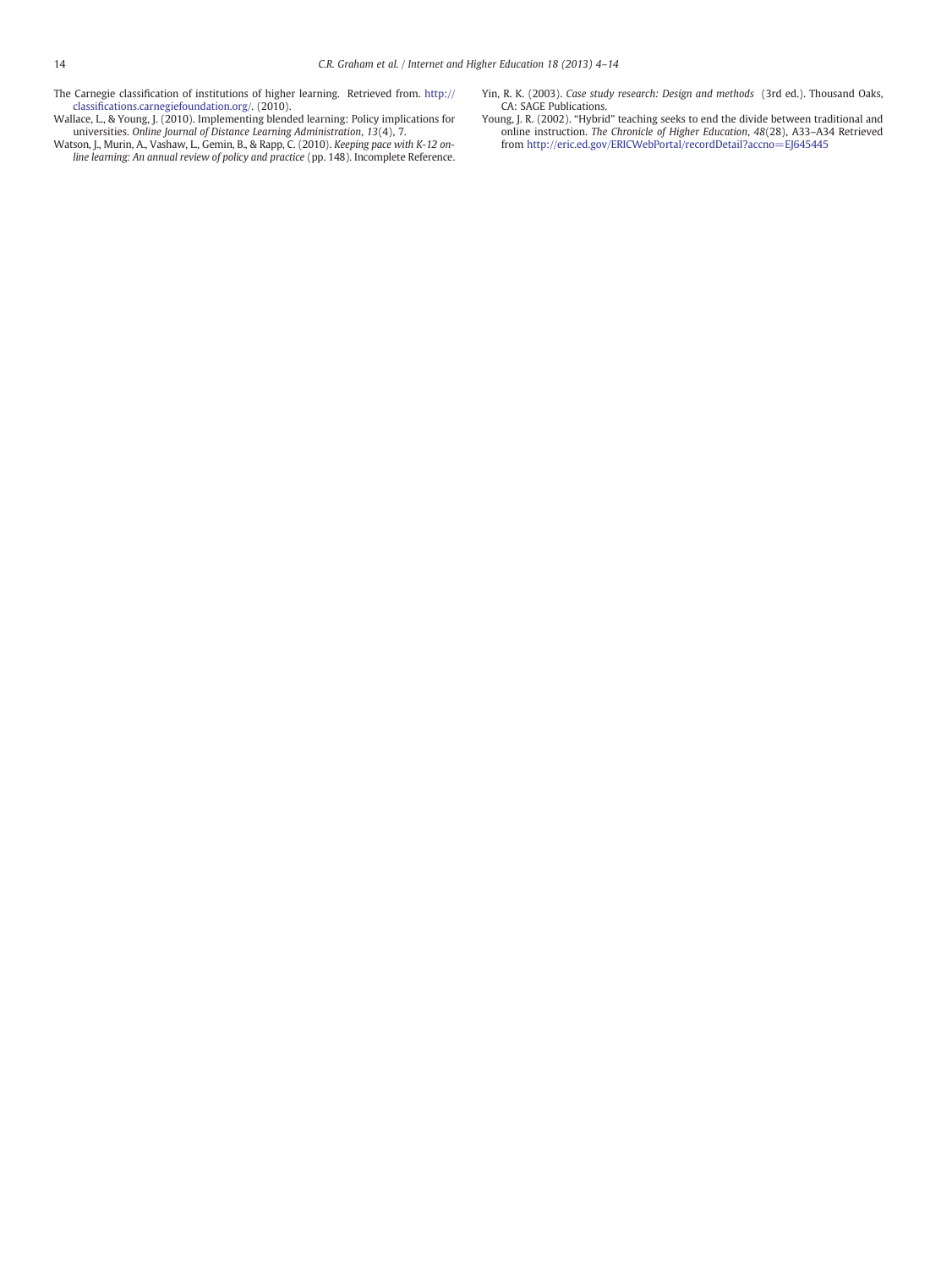The Carnegie classification of institutions of higher learning. Retrieved from. http://classifications.carnegiefoundation.org/. (2010).

Wallace, L., & Young, J. (2010). Implementing blended learning: Policy implications for universities. *Online Journal of Distance Learning Administration*, *13*(4), 7.

Watson, J., Murin, A., Vashaw, L., Gemin, B., & Rapp, C. (2010). *Keeping pace with K-12 online learning: An annual review of policy and practice* (pp. 148). Incomplete Reference.

Yin, R. K. (2003). *Case study research: Design and methods* (3rd ed.). Thousand Oaks, CA: SAGE Publications.

Young, J. R. (2002). "Hybrid" teaching seeks to end the divide between traditional and online instruction. *The Chronicle of Higher Education*, *48*(28), A33–A34 Retrieved from http://eric.ed.gov/ERICWebPortal/recordDetail?accno=EJ645445